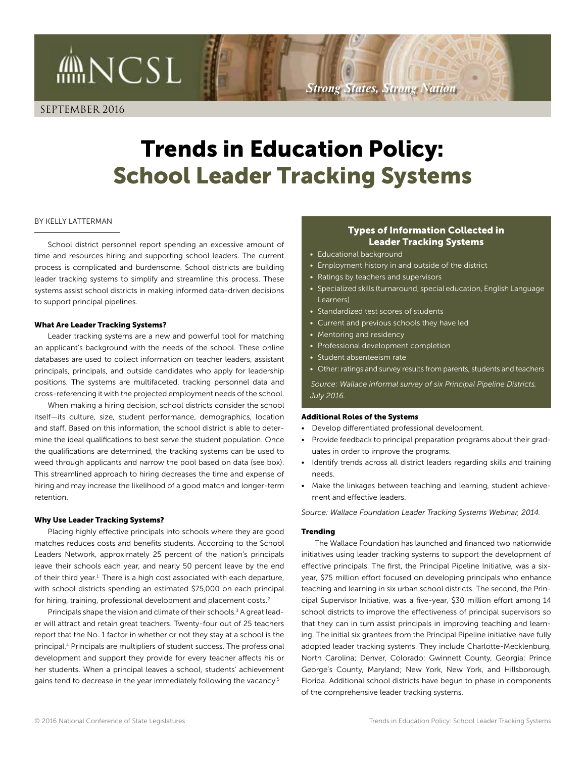NCSL

*Strong States, Strong Nation*

SEPTEMBER 2016

# Trends in Education Policy: School Leader Tracking Systems

BY KELLY LATTERMAN

School district personnel report spending an excessive amount of time and resources hiring and supporting school leaders. The current process is complicated and burdensome. School districts are building leader tracking systems to simplify and streamline this process. These systems assist school districts in making informed data-driven decisions to support principal pipelines.

### What Are Leader Tracking Systems?

Leader tracking systems are a new and powerful tool for matching an applicant's background with the needs of the school. These online databases are used to collect information on teacher leaders, assistant principals, principals, and outside candidates who apply for leadership positions. The systems are multifaceted, tracking personnel data and cross-referencing it with the projected employment needs of the school.

When making a hiring decision, school districts consider the school itself—its culture, size, student performance, demographics, location and staff. Based on this information, the school district is able to determine the ideal qualifications to best serve the student population. Once the qualifications are determined, the tracking systems can be used to weed through applicants and narrow the pool based on data (see box). This streamlined approach to hiring decreases the time and expense of hiring and may increase the likelihood of a good match and longer-term retention.

### Why Use Leader Tracking Systems?

Placing highly effective principals into schools where they are good matches reduces costs and benefits students. According to the School Leaders Network, approximately 25 percent of the nation's principals leave their schools each year, and nearly 50 percent leave by the end of their third year.[1] There is a high cost associated with each departure, with school districts spending an estimated $75,000 on each principal for hiring, training, professional development and placement costs.[2]

Principals shape the vision and climate of their schools.[3] A great leader will attract and retain great teachers. Twenty-four out of 25 teachers report that the No. 1 factor in whether or not they stay at a school is the principal.[4] Principals are multipliers of student success. The professional development and support they provide for every teacher affects his or her students. When a principal leaves a school, students' achievement gains tend to decrease in the year immediately following the vacancy.[5]

### Types of Information Collected in Leader Tracking Systems

- Educational background
- Employment history in and outside of the district
- Ratings by teachers and supervisors
- Specialized skills (turnaround, special education, English Language Learners)
- Standardized test scores of students
- Current and previous schools they have led
- Mentoring and residency
- Professional development completion
- Student absenteeism rate
- Other: ratings and survey results from parents, students and teachers

*Source: Wallace informal survey of six Principal Pipeline Districts, July 2016.*

### Additional Roles of the Systems

- Develop differentiated professional development.
- Provide feedback to principal preparation programs about their graduates in order to improve the programs.
- Identify trends across all district leaders regarding skills and training needs.
- Make the linkages between teaching and learning, student achievement and effective leaders.

*Source: Wallace Foundation Leader Tracking Systems Webinar, 2014.*

### Trending

The Wallace Foundation has launched and financed two nationwide initiatives using leader tracking systems to support the development of effective principals. The first, the Principal Pipeline Initiative, was a six-year, $75 million effort focused on developing principals who enhance teaching and learning in six urban school districts. The second, the Principal Supervisor Initiative, was a five-year, $30 million effort among 14 school districts to improve the effectiveness of principal supervisors so that they can in turn assist principals in improving teaching and learning. The initial six grantees from the Principal Pipeline initiative have fully adopted leader tracking systems. They include Charlotte-Mecklenburg, North Carolina; Denver, Colorado; Gwinnett County, Georgia; Prince George's County, Maryland; New York, New York, and Hillsborough, Florida. Additional school districts have begun to phase in components of the comprehensive leader tracking systems.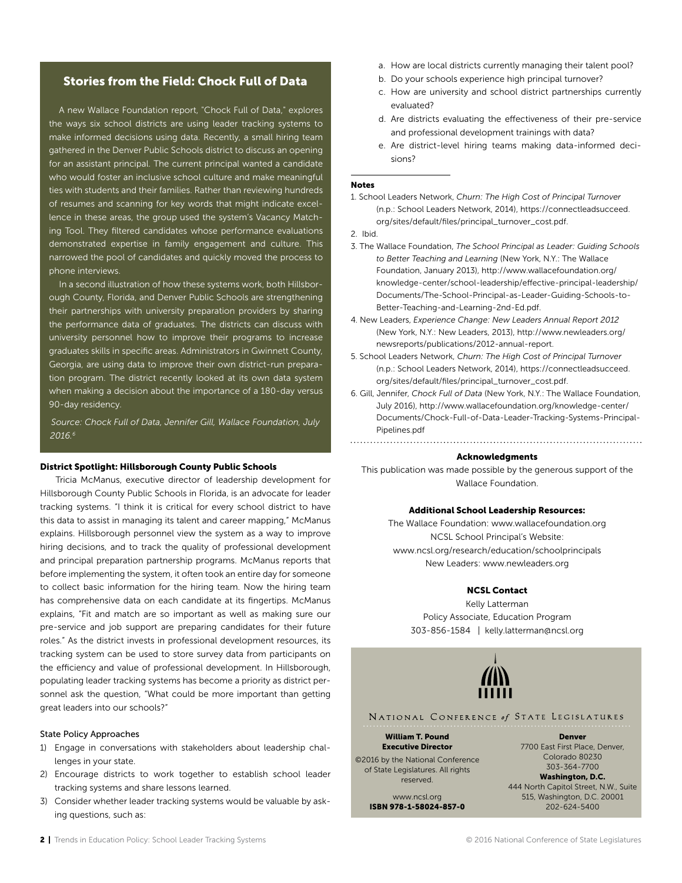## Stories from the Field: Chock Full of Data

A new Wallace Foundation report, "Chock Full of Data," explores the ways six school districts are using leader tracking systems to make informed decisions using data. Recently, a small hiring team gathered in the Denver Public Schools district to discuss an opening for an assistant principal. The current principal wanted a candidate who would foster an inclusive school culture and make meaningful ties with students and their families. Rather than reviewing hundreds of resumes and scanning for key words that might indicate excellence in these areas, the group used the system's Vacancy Matching Tool. They filtered candidates whose performance evaluations demonstrated expertise in family engagement and culture. This narrowed the pool of candidates and quickly moved the process to phone interviews.

In a second illustration of how these systems work, both Hillsborough County, Florida, and Denver Public Schools are strengthening their partnerships with university preparation providers by sharing the performance data of graduates. The districts can discuss with university personnel how to improve their programs to increase graduates skills in specific areas. Administrators in Gwinnett County, Georgia, are using data to improve their own district-run preparation program. The district recently looked at its own data system when making a decision about the importance of a 180-day versus 90-day residency.

*Source: Chock Full of Data, Jennifer Gill, Wallace Foundation, July 2016.[6]*

### District Spotlight: Hillsborough County Public Schools

Tricia McManus, executive director of leadership development for Hillsborough County Public Schools in Florida, is an advocate for leader tracking systems. "I think it is critical for every school district to have this data to assist in managing its talent and career mapping," McManus explains. Hillsborough personnel view the system as a way to improve hiring decisions, and to track the quality of professional development and principal preparation partnership programs. McManus reports that before implementing the system, it often took an entire day for someone to collect basic information for the hiring team. Now the hiring team has comprehensive data on each candidate at its fingertips. McManus explains, "Fit and match are so important as well as making sure our pre-service and job support are preparing candidates for their future roles." As the district invests in professional development resources, its tracking system can be used to store survey data from participants on the efficiency and value of professional development. In Hillsborough, populating leader tracking systems has become a priority as district personnel ask the question, "What could be more important than getting great leaders into our schools?"

### State Policy Approaches

1) Engage in conversations with stakeholders about leadership challenges in your state.
2) Encourage districts to work together to establish school leader tracking systems and share lessons learned.
3) Consider whether leader tracking systems would be valuable by asking questions, such as:
   a. How are local districts currently managing their talent pool?
   b. Do your schools experience high principal turnover?
   c. How are university and school district partnerships currently evaluated?
   d. Are districts evaluating the effectiveness of their pre-service and professional development trainings with data?
   e. Are district-level hiring teams making data-informed decisions?

### Notes

1. School Leaders Network, *Churn: The High Cost of Principal Turnover* (n.p.: School Leaders Network, 2014), https://connectleadsucceed.org/sites/default/files/principal_turnover_cost.pdf.
2. Ibid.
3. The Wallace Foundation, *The School Principal as Leader: Guiding Schools to Better Teaching and Learning* (New York, N.Y.: The Wallace Foundation, January 2013), http://www.wallacefoundation.org/knowledge-center/school-leadership/effective-principal-leadership/Documents/The-School-Principal-as-Leader-Guiding-Schools-to-Better-Teaching-and-Learning-2nd-Ed.pdf.
4. New Leaders, *Experience Change: New Leaders Annual Report 2012* (New York, N.Y.: New Leaders, 2013), http://www.newleaders.org/newsreports/publications/2012-annual-report.
5. School Leaders Network, *Churn: The High Cost of Principal Turnover* (n.p.: School Leaders Network, 2014), https://connectleadsucceed.org/sites/default/files/principal_turnover_cost.pdf.
6. Gill, Jennifer, *Chock Full of Data* (New York, N.Y.: The Wallace Foundation, July 2016), http://www.wallacefoundation.org/knowledge-center/Documents/Chock-Full-of-Data-Leader-Tracking-Systems-Principal-Pipelines.pdf

### Acknowledgments

This publication was made possible by the generous support of the Wallace Foundation.

### Additional School Leadership Resources:

The Wallace Foundation: www.wallacefoundation.org
NCSL School Principal's Website: www.ncsl.org/research/education/schoolprincipals
New Leaders: www.newleaders.org

### NCSL Contact

Kelly Latterman
Policy Associate, Education Program
303-856-1584 | kelly.latterman@ncsl.org

NATIONAL CONFERENCE *of* STATE LEGISLATURES

**William T. Pound**
**Executive Director**

©2016 by the National Conference of State Legislatures. All rights reserved.

www.ncsl.org
**ISBN 978-1-58024-857-0**

**Denver**
7700 East First Place, Denver, Colorado 80230
303-364-7700

**Washington, D.C.**
444 North Capitol Street, N.W., Suite 515, Washington, D.C. 20001
202-624-5400